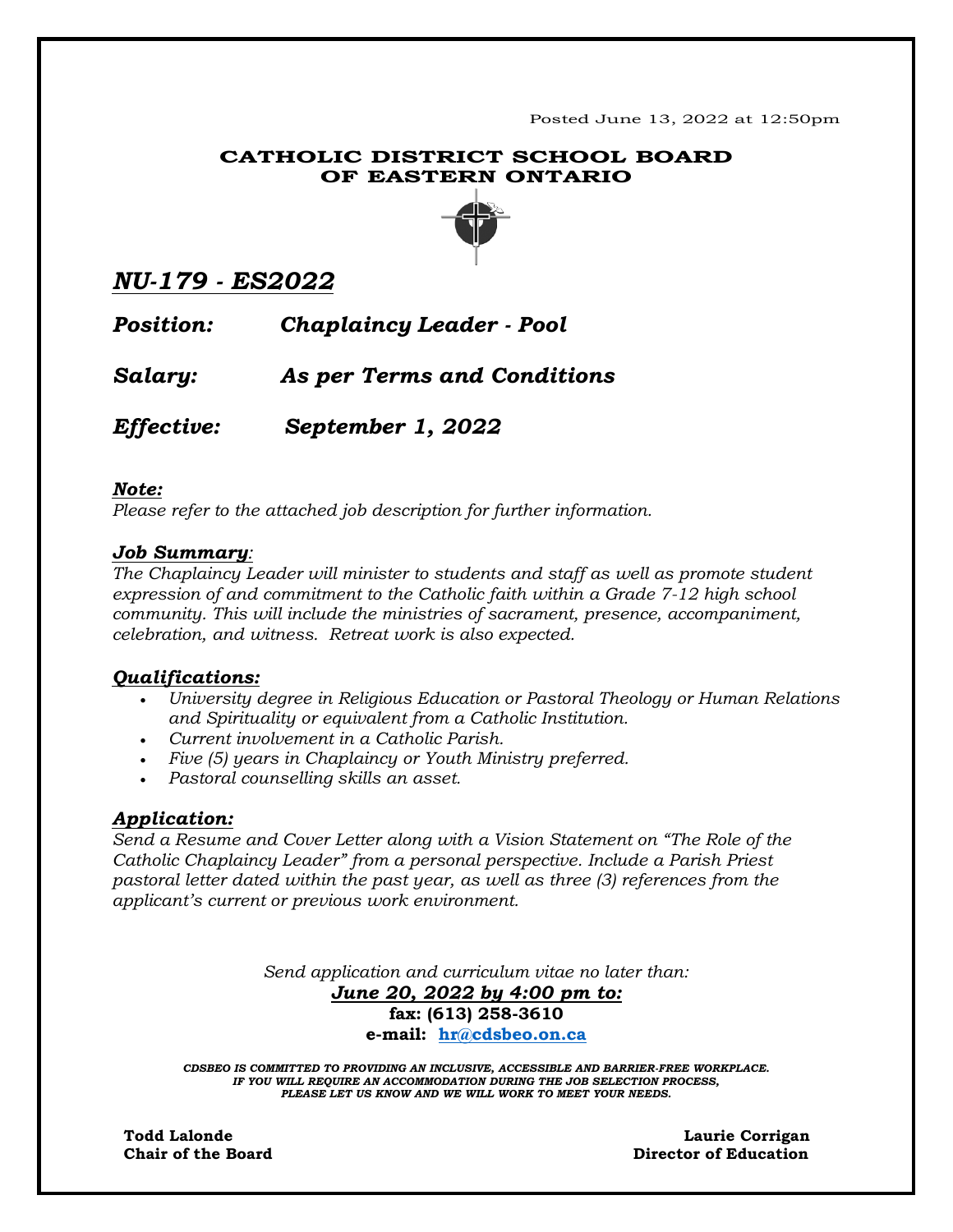Posted June 13, 2022 at 12:50pm

**CATHOLIC DISTRICT SCHOOL BOARD OF EASTERN ONTARIO**

# *NU-179 - ES2022*

***Position:*** ***Chaplaincy Leader - Pool***

***Salary:*** ***As per Terms and Conditions***

***Effective:*** ***September 1, 2022***

***Note:***
*Please refer to the attached job description for further information.*

***Job Summary:***
*The Chaplaincy Leader will minister to students and staff as well as promote student expression of and commitment to the Catholic faith within a Grade 7-12 high school community. This will include the ministries of sacrament, presence, accompaniment, celebration, and witness. Retreat work is also expected.*

***Qualifications:***

- *University degree in Religious Education or Pastoral Theology or Human Relations and Spirituality or equivalent from a Catholic Institution.*
- *Current involvement in a Catholic Parish.*
- *Five (5) years in Chaplaincy or Youth Ministry preferred.*
- *Pastoral counselling skills an asset.*

***Application:***
*Send a Resume and Cover Letter along with a Vision Statement on "The Role of the Catholic Chaplaincy Leader" from a personal perspective. Include a Parish Priest pastoral letter dated within the past year, as well as three (3) references from the applicant's current or previous work environment.*

*Send application and curriculum vitae no later than:*
***June 20, 2022 by 4:00 pm to:***
**fax: (613) 258-3610**
**e-mail: hr@cdsbeo.on.ca**

*CDSBEO IS COMMITTED TO PROVIDING AN INCLUSIVE, ACCESSIBLE AND BARRIER-FREE WORKPLACE. IF YOU WILL REQUIRE AN ACCOMMODATION DURING THE JOB SELECTION PROCESS, PLEASE LET US KNOW AND WE WILL WORK TO MEET YOUR NEEDS.*

**Todd Lalonde**
**Chair of the Board**

**Laurie Corrigan**
**Director of Education**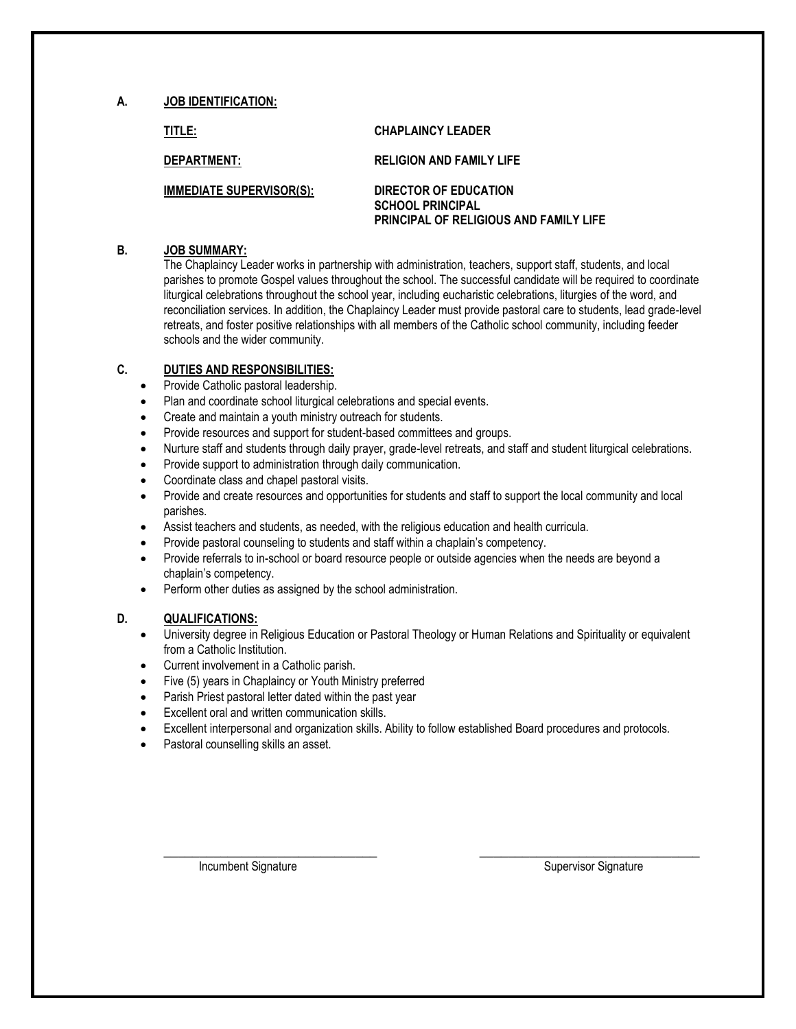## A. JOB IDENTIFICATION:

| | |
|---|---|
| **TITLE:** | **CHAPLAINCY LEADER** |
| **DEPARTMENT:** | **RELIGION AND FAMILY LIFE** |
| **IMMEDIATE SUPERVISOR(S):** | **DIRECTOR OF EDUCATION**<br>**SCHOOL PRINCIPAL**<br>**PRINCIPAL OF RELIGIOUS AND FAMILY LIFE** |

## B. JOB SUMMARY:

The Chaplaincy Leader works in partnership with administration, teachers, support staff, students, and local parishes to promote Gospel values throughout the school. The successful candidate will be required to coordinate liturgical celebrations throughout the school year, including eucharistic celebrations, liturgies of the word, and reconciliation services. In addition, the Chaplaincy Leader must provide pastoral care to students, lead grade-level retreats, and foster positive relationships with all members of the Catholic school community, including feeder schools and the wider community.

## C. DUTIES AND RESPONSIBILITIES:

- Provide Catholic pastoral leadership.
- Plan and coordinate school liturgical celebrations and special events.
- Create and maintain a youth ministry outreach for students.
- Provide resources and support for student-based committees and groups.
- Nurture staff and students through daily prayer, grade-level retreats, and staff and student liturgical celebrations.
- Provide support to administration through daily communication.
- Coordinate class and chapel pastoral visits.
- Provide and create resources and opportunities for students and staff to support the local community and local parishes.
- Assist teachers and students, as needed, with the religious education and health curricula.
- Provide pastoral counseling to students and staff within a chaplain's competency.
- Provide referrals to in-school or board resource people or outside agencies when the needs are beyond a chaplain's competency.
- Perform other duties as assigned by the school administration.

## D. QUALIFICATIONS:

- University degree in Religious Education or Pastoral Theology or Human Relations and Spirituality or equivalent from a Catholic Institution.
- Current involvement in a Catholic parish.
- Five (5) years in Chaplaincy or Youth Ministry preferred
- Parish Priest pastoral letter dated within the past year
- Excellent oral and written communication skills.
- Excellent interpersonal and organization skills. Ability to follow established Board procedures and protocols.
- Pastoral counselling skills an asset.

\_\_\_\_\_\_\_\_\_\_\_\_\_\_\_\_\_\_\_\_\_\_\_\_\_\_\_\_\_\_\_\_\_\_\_\_
Incumbent Signature

\_\_\_\_\_\_\_\_\_\_\_\_\_\_\_\_\_\_\_\_\_\_\_\_\_\_\_\_\_\_\_\_\_\_\_\_
Supervisor Signature